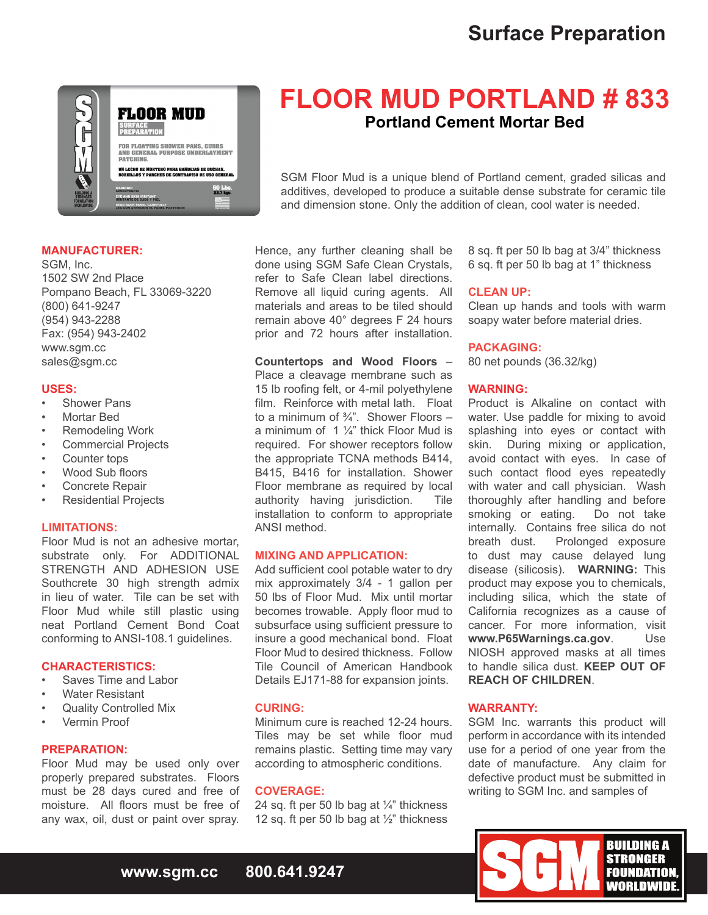# Surface Preparation

# FLOOR MUD PORTLAND # 833

## Portland Cement Mortar Bed

SGM Floor Mud is a unique blend of Portland cement, graded silicas and additives, developed to produce a suitable dense substrate for ceramic tile and dimension stone. Only the addition of clean, cool water is needed.

### MANUFACTURER:

SGM, Inc.
1502 SW 2nd Place
Pompano Beach, FL 33069-3220
(800) 641-9247
(954) 943-2288
Fax: (954) 943-2402
www.sgm.cc
sales@sgm.cc

### USES:

- Shower Pans
- Mortar Bed
- Remodeling Work
- Commercial Projects
- Counter tops
- Wood Sub floors
- Concrete Repair
- Residential Projects

### LIMITATIONS:

Floor Mud is not an adhesive mortar, substrate only. For ADDITIONAL STRENGTH AND ADHESION USE Southcrete 30 high strength admix in lieu of water. Tile can be set with Floor Mud while still plastic using neat Portland Cement Bond Coat conforming to ANSI-108.1 guidelines.

### CHARACTERISTICS:

- Saves Time and Labor
- Water Resistant
- Quality Controlled Mix
- Vermin Proof

### PREPARATION:

Floor Mud may be used only over properly prepared substrates. Floors must be 28 days cured and free of moisture. All floors must be free of any wax, oil, dust or paint over spray. Hence, any further cleaning shall be done using SGM Safe Clean Crystals, refer to Safe Clean label directions. Remove all liquid curing agents. All materials and areas to be tiled should remain above 40° degrees F 24 hours prior and 72 hours after installation.

**Countertops and Wood Floors** – Place a cleavage membrane such as 15 lb roofing felt, or 4-mil polyethylene film. Reinforce with metal lath. Float to a minimum of ¾". Shower Floors – a minimum of 1 ¼" thick Floor Mud is required. For shower receptors follow the appropriate TCNA methods B414, B415, B416 for installation. Shower Floor membrane as required by local authority having jurisdiction. Tile installation to conform to appropriate ANSI method.

### MIXING AND APPLICATION:

Add sufficient cool potable water to dry mix approximately 3/4 - 1 gallon per 50 lbs of Floor Mud. Mix until mortar becomes trowable. Apply floor mud to subsurface using sufficient pressure to insure a good mechanical bond. Float Floor Mud to desired thickness. Follow Tile Council of American Handbook Details EJ171-88 for expansion joints.

### CURING:

Minimum cure is reached 12-24 hours. Tiles may be set while floor mud remains plastic. Setting time may vary according to atmospheric conditions.

### COVERAGE:

24 sq. ft per 50 lb bag at ¼" thickness
12 sq. ft per 50 lb bag at ½" thickness
8 sq. ft per 50 lb bag at 3/4" thickness
6 sq. ft per 50 lb bag at 1" thickness

### CLEAN UP:

Clean up hands and tools with warm soapy water before material dries.

### PACKAGING:

80 net pounds (36.32/kg)

### WARNING:

Product is Alkaline on contact with water. Use paddle for mixing to avoid splashing into eyes or contact with skin. During mixing or application, avoid contact with eyes. In case of such contact flood eyes repeatedly with water and call physician. Wash thoroughly after handling and before smoking or eating. Do not take internally. Contains free silica do not breath dust. Prolonged exposure to dust may cause delayed lung disease (silicosis). **WARNING:** This product may expose you to chemicals, including silica, which the state of California recognizes as a cause of cancer. For more information, visit **www.P65Warnings.ca.gov**. Use NIOSH approved masks at all times to handle silica dust. **KEEP OUT OF REACH OF CHILDREN**.

### WARRANTY:

SGM Inc. warrants this product will perform in accordance with its intended use for a period of one year from the date of manufacture. Any claim for defective product must be submitted in writing to SGM Inc. and samples of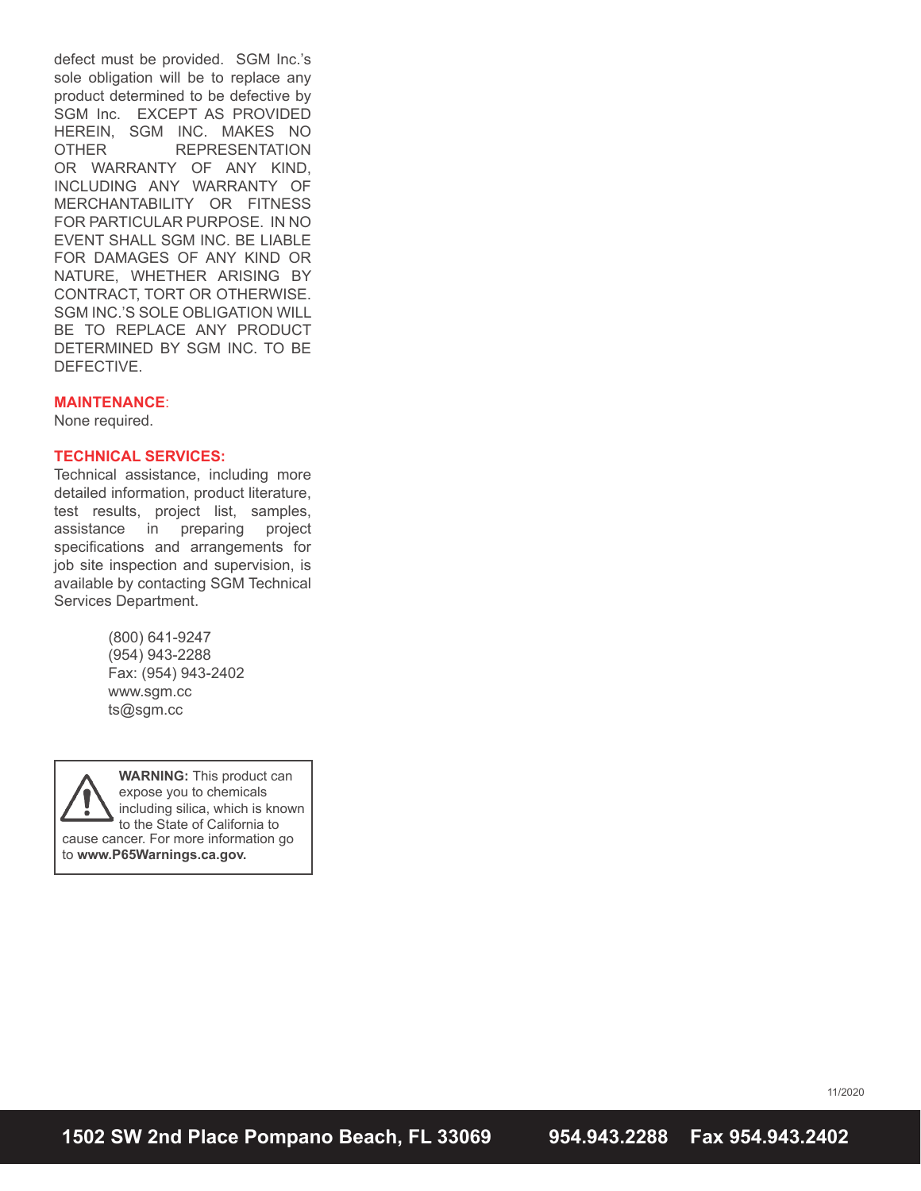defect must be provided. SGM Inc.'s sole obligation will be to replace any product determined to be defective by SGM Inc. EXCEPT AS PROVIDED HEREIN, SGM INC. MAKES NO OTHER REPRESENTATION OR WARRANTY OF ANY KIND, INCLUDING ANY WARRANTY OF MERCHANTABILITY OR FITNESS FOR PARTICULAR PURPOSE. IN NO EVENT SHALL SGM INC. BE LIABLE FOR DAMAGES OF ANY KIND OR NATURE, WHETHER ARISING BY CONTRACT, TORT OR OTHERWISE. SGM INC.'S SOLE OBLIGATION WILL BE TO REPLACE ANY PRODUCT DETERMINED BY SGM INC. TO BE DEFECTIVE.

**MAINTENANCE**:

None required.

**TECHNICAL SERVICES:**

Technical assistance, including more detailed information, product literature, test results, project list, samples, assistance in preparing project specifications and arrangements for job site inspection and supervision, is available by contacting SGM Technical Services Department.

(800) 641-9247
(954) 943-2288
Fax: (954) 943-2402
www.sgm.cc
ts@sgm.cc

**WARNING:** This product can expose you to chemicals including silica, which is known to the State of California to cause cancer. For more information go to **www.P65Warnings.ca.gov.**

11/2020

**1502 SW 2nd Place Pompano Beach, FL 33069 954.943.2288 Fax 954.943.2402**